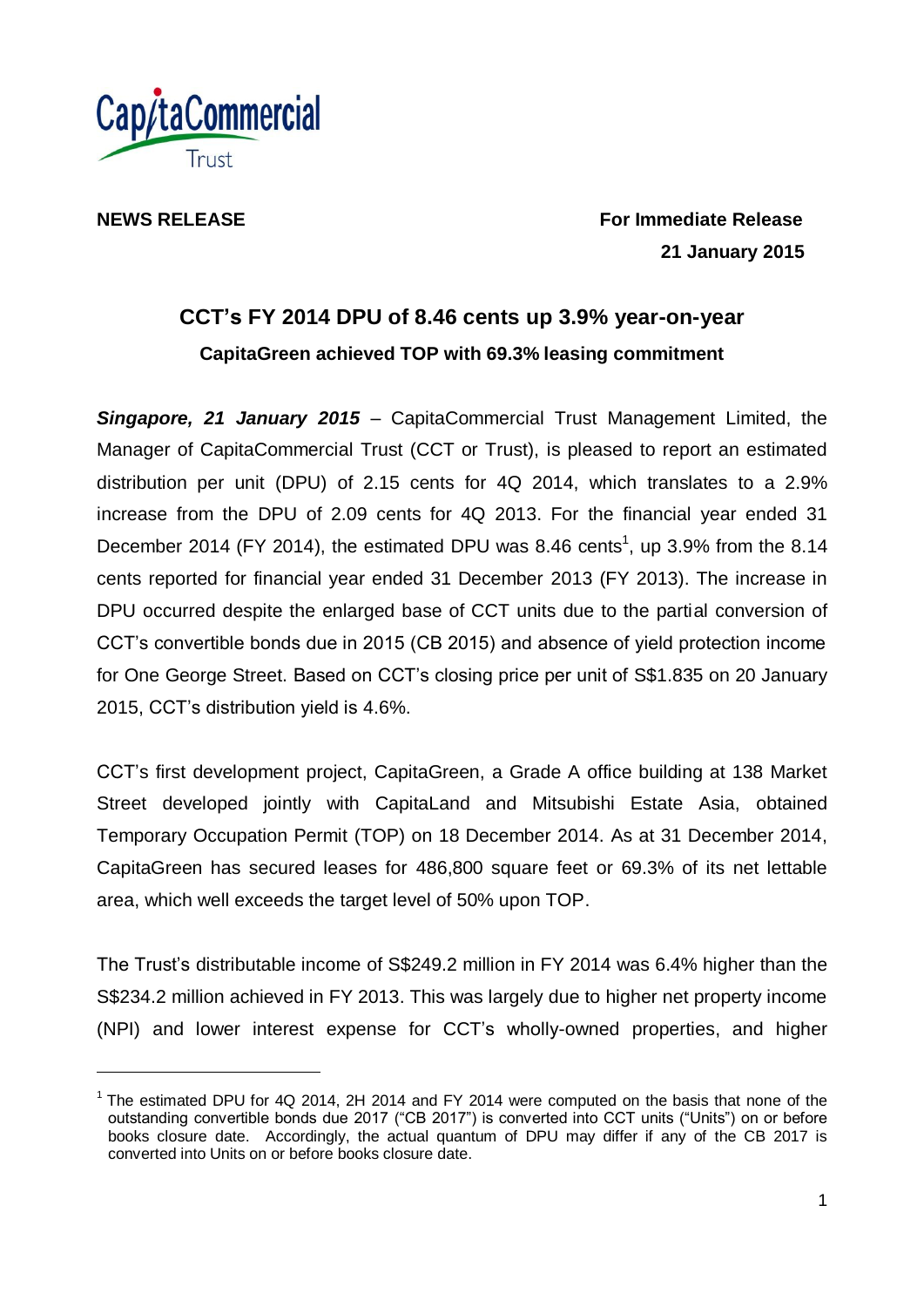CapitaCommercial Trust

**NEWS RELEASE**

**For Immediate Release**
**21 January 2015**

# CCT's FY 2014 DPU of 8.46 cents up 3.9% year-on-year

## CapitaGreen achieved TOP with 69.3% leasing commitment

***Singapore, 21 January 2015*** – CapitaCommercial Trust Management Limited, the Manager of CapitaCommercial Trust (CCT or Trust), is pleased to report an estimated distribution per unit (DPU) of 2.15 cents for 4Q 2014, which translates to a 2.9% increase from the DPU of 2.09 cents for 4Q 2013. For the financial year ended 31 December 2014 (FY 2014), the estimated DPU was 8.46 cents[1], up 3.9% from the 8.14 cents reported for financial year ended 31 December 2013 (FY 2013). The increase in DPU occurred despite the enlarged base of CCT units due to the partial conversion of CCT's convertible bonds due in 2015 (CB 2015) and absence of yield protection income for One George Street. Based on CCT's closing price per unit of S$1.835 on 20 January 2015, CCT's distribution yield is 4.6%.

CCT's first development project, CapitaGreen, a Grade A office building at 138 Market Street developed jointly with CapitaLand and Mitsubishi Estate Asia, obtained Temporary Occupation Permit (TOP) on 18 December 2014. As at 31 December 2014, CapitaGreen has secured leases for 486,800 square feet or 69.3% of its net lettable area, which well exceeds the target level of 50% upon TOP.

The Trust's distributable income of S$249.2 million in FY 2014 was 6.4% higher than the S$234.2 million achieved in FY 2013. This was largely due to higher net property income (NPI) and lower interest expense for CCT's wholly-owned properties, and higher

---

[1] The estimated DPU for 4Q 2014, 2H 2014 and FY 2014 were computed on the basis that none of the outstanding convertible bonds due 2017 ("CB 2017") is converted into CCT units ("Units") on or before books closure date. Accordingly, the actual quantum of DPU may differ if any of the CB 2017 is converted into Units on or before books closure date.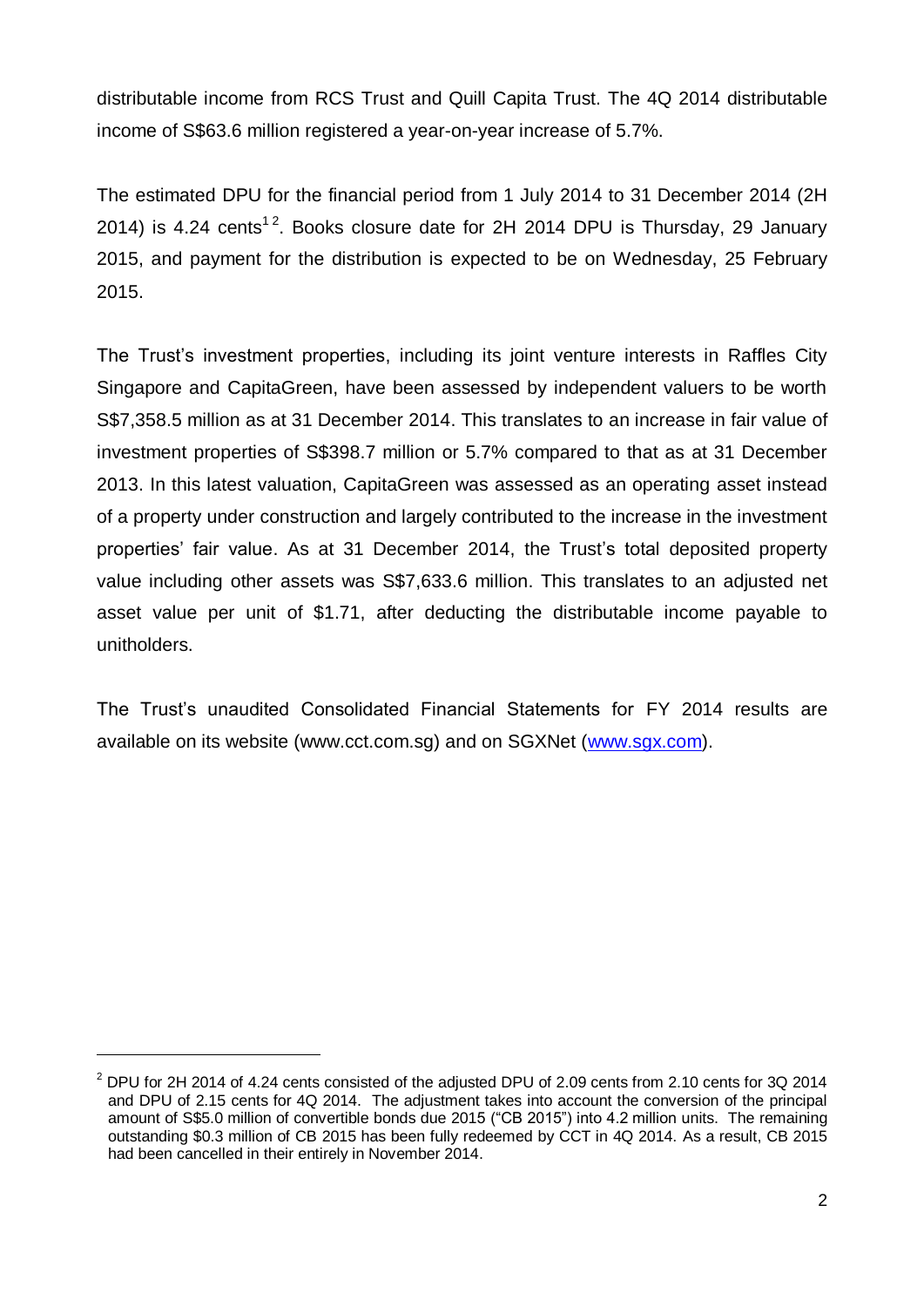distributable income from RCS Trust and Quill Capita Trust. The 4Q 2014 distributable income of S$63.6 million registered a year-on-year increase of 5.7%.

The estimated DPU for the financial period from 1 July 2014 to 31 December 2014 (2H 2014) is 4.24 cents[1 2]. Books closure date for 2H 2014 DPU is Thursday, 29 January 2015, and payment for the distribution is expected to be on Wednesday, 25 February 2015.

The Trust's investment properties, including its joint venture interests in Raffles City Singapore and CapitaGreen, have been assessed by independent valuers to be worth S$7,358.5 million as at 31 December 2014. This translates to an increase in fair value of investment properties of S$398.7 million or 5.7% compared to that as at 31 December 2013. In this latest valuation, CapitaGreen was assessed as an operating asset instead of a property under construction and largely contributed to the increase in the investment properties' fair value. As at 31 December 2014, the Trust's total deposited property value including other assets was S$7,633.6 million. This translates to an adjusted net asset value per unit of $1.71, after deducting the distributable income payable to unitholders.

The Trust's unaudited Consolidated Financial Statements for FY 2014 results are available on its website (www.cct.com.sg) and on SGXNet (www.sgx.com).

---

[2] DPU for 2H 2014 of 4.24 cents consisted of the adjusted DPU of 2.09 cents from 2.10 cents for 3Q 2014 and DPU of 2.15 cents for 4Q 2014. The adjustment takes into account the conversion of the principal amount of S$5.0 million of convertible bonds due 2015 ("CB 2015") into 4.2 million units. The remaining outstanding $0.3 million of CB 2015 has been fully redeemed by CCT in 4Q 2014. As a result, CB 2015 had been cancelled in their entirely in November 2014.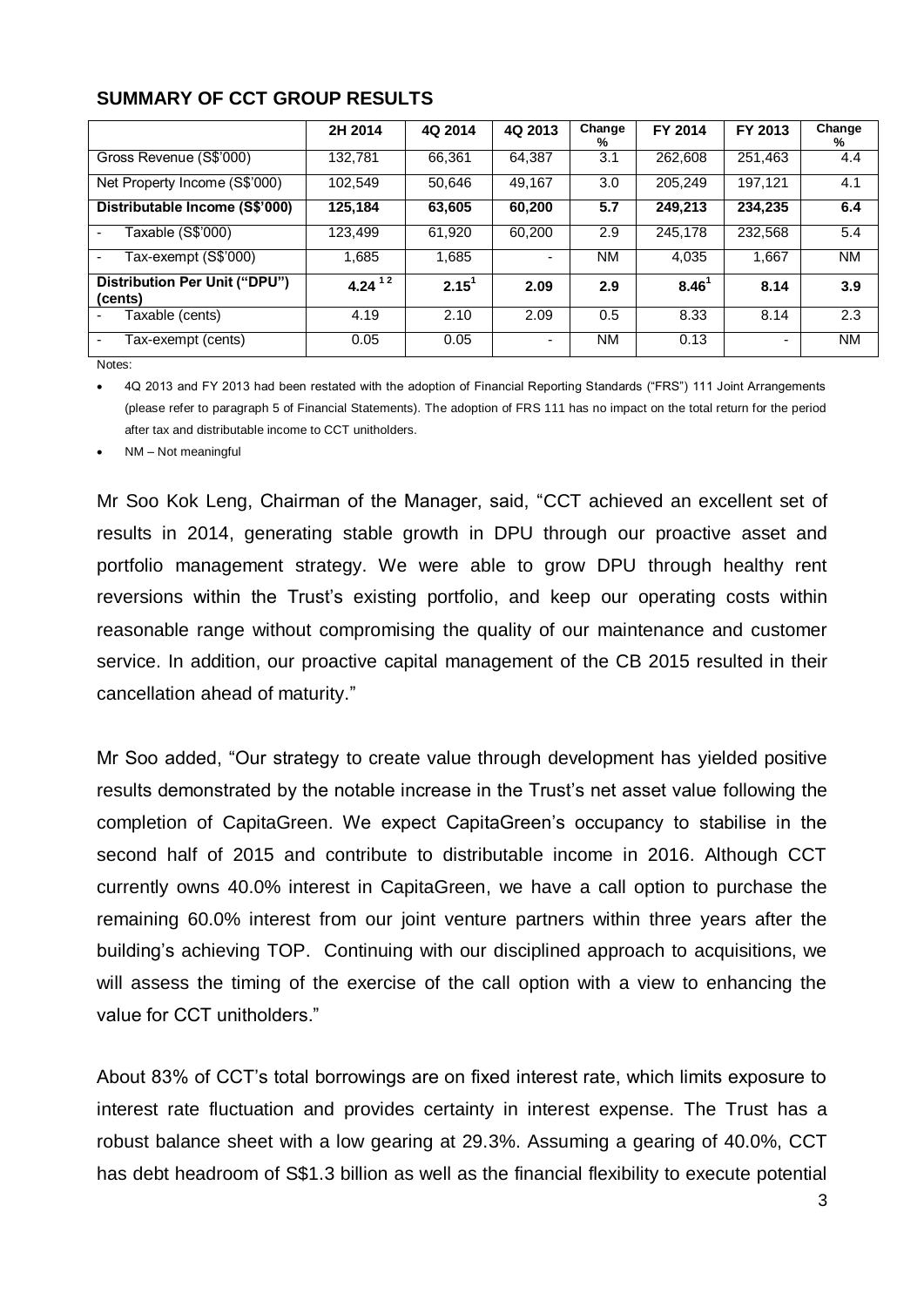## SUMMARY OF CCT GROUP RESULTS

| | 2H 2014 | 4Q 2014 | 4Q 2013 | Change % | FY 2014 | FY 2013 | Change % |
|---|---|---|---|---|---|---|---|
| Gross Revenue (S$'000) | 132,781 | 66,361 | 64,387 | 3.1 | 262,608 | 251,463 | 4.4 |
| Net Property Income (S$'000) | 102,549 | 50,646 | 49,167 | 3.0 | 205,249 | 197,121 | 4.1 |
| **Distributable Income (S$'000)** | **125,184** | **63,605** | **60,200** | **5.7** | **249,213** | **234,235** | **6.4** |
| - Taxable (S$'000) | 123,499 | 61,920 | 60,200 | 2.9 | 245,178 | 232,568 | 5.4 |
| - Tax-exempt (S$'000) | 1,685 | 1,685 | - | NM | 4,035 | 1,667 | NM |
| **Distribution Per Unit ("DPU") (cents)** | **4.24** [1 2] | **2.15**[1] | **2.09** | **2.9** | **8.46**[1] | **8.14** | **3.9** |
| - Taxable (cents) | 4.19 | 2.10 | 2.09 | 0.5 | 8.33 | 8.14 | 2.3 |
| - Tax-exempt (cents) | 0.05 | 0.05 | - | NM | 0.13 | - | NM |

Notes:

- 4Q 2013 and FY 2013 had been restated with the adoption of Financial Reporting Standards ("FRS") 111 Joint Arrangements (please refer to paragraph 5 of Financial Statements). The adoption of FRS 111 has no impact on the total return for the period after tax and distributable income to CCT unitholders.
- NM – Not meaningful

Mr Soo Kok Leng, Chairman of the Manager, said, "CCT achieved an excellent set of results in 2014, generating stable growth in DPU through our proactive asset and portfolio management strategy. We were able to grow DPU through healthy rent reversions within the Trust's existing portfolio, and keep our operating costs within reasonable range without compromising the quality of our maintenance and customer service. In addition, our proactive capital management of the CB 2015 resulted in their cancellation ahead of maturity."

Mr Soo added, "Our strategy to create value through development has yielded positive results demonstrated by the notable increase in the Trust's net asset value following the completion of CapitaGreen. We expect CapitaGreen's occupancy to stabilise in the second half of 2015 and contribute to distributable income in 2016. Although CCT currently owns 40.0% interest in CapitaGreen, we have a call option to purchase the remaining 60.0% interest from our joint venture partners within three years after the building's achieving TOP. Continuing with our disciplined approach to acquisitions, we will assess the timing of the exercise of the call option with a view to enhancing the value for CCT unitholders."

About 83% of CCT's total borrowings are on fixed interest rate, which limits exposure to interest rate fluctuation and provides certainty in interest expense. The Trust has a robust balance sheet with a low gearing at 29.3%. Assuming a gearing of 40.0%, CCT has debt headroom of S$1.3 billion as well as the financial flexibility to execute potential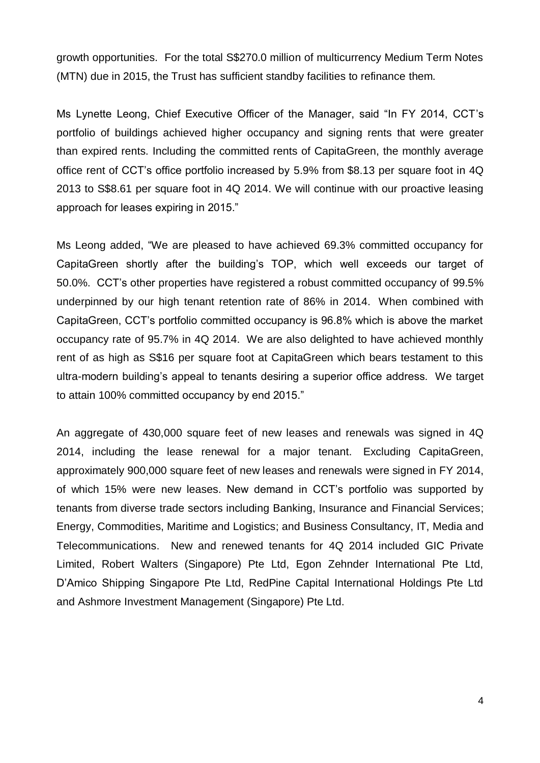growth opportunities. For the total S$270.0 million of multicurrency Medium Term Notes (MTN) due in 2015, the Trust has sufficient standby facilities to refinance them.

Ms Lynette Leong, Chief Executive Officer of the Manager, said "In FY 2014, CCT's portfolio of buildings achieved higher occupancy and signing rents that were greater than expired rents. Including the committed rents of CapitaGreen, the monthly average office rent of CCT's office portfolio increased by 5.9% from $8.13 per square foot in 4Q 2013 to S$8.61 per square foot in 4Q 2014. We will continue with our proactive leasing approach for leases expiring in 2015."

Ms Leong added, "We are pleased to have achieved 69.3% committed occupancy for CapitaGreen shortly after the building's TOP, which well exceeds our target of 50.0%. CCT's other properties have registered a robust committed occupancy of 99.5% underpinned by our high tenant retention rate of 86% in 2014. When combined with CapitaGreen, CCT's portfolio committed occupancy is 96.8% which is above the market occupancy rate of 95.7% in 4Q 2014. We are also delighted to have achieved monthly rent of as high as S$16 per square foot at CapitaGreen which bears testament to this ultra-modern building's appeal to tenants desiring a superior office address. We target to attain 100% committed occupancy by end 2015."

An aggregate of 430,000 square feet of new leases and renewals was signed in 4Q 2014, including the lease renewal for a major tenant. Excluding CapitaGreen, approximately 900,000 square feet of new leases and renewals were signed in FY 2014, of which 15% were new leases. New demand in CCT's portfolio was supported by tenants from diverse trade sectors including Banking, Insurance and Financial Services; Energy, Commodities, Maritime and Logistics; and Business Consultancy, IT, Media and Telecommunications. New and renewed tenants for 4Q 2014 included GIC Private Limited, Robert Walters (Singapore) Pte Ltd, Egon Zehnder International Pte Ltd, D'Amico Shipping Singapore Pte Ltd, RedPine Capital International Holdings Pte Ltd and Ashmore Investment Management (Singapore) Pte Ltd.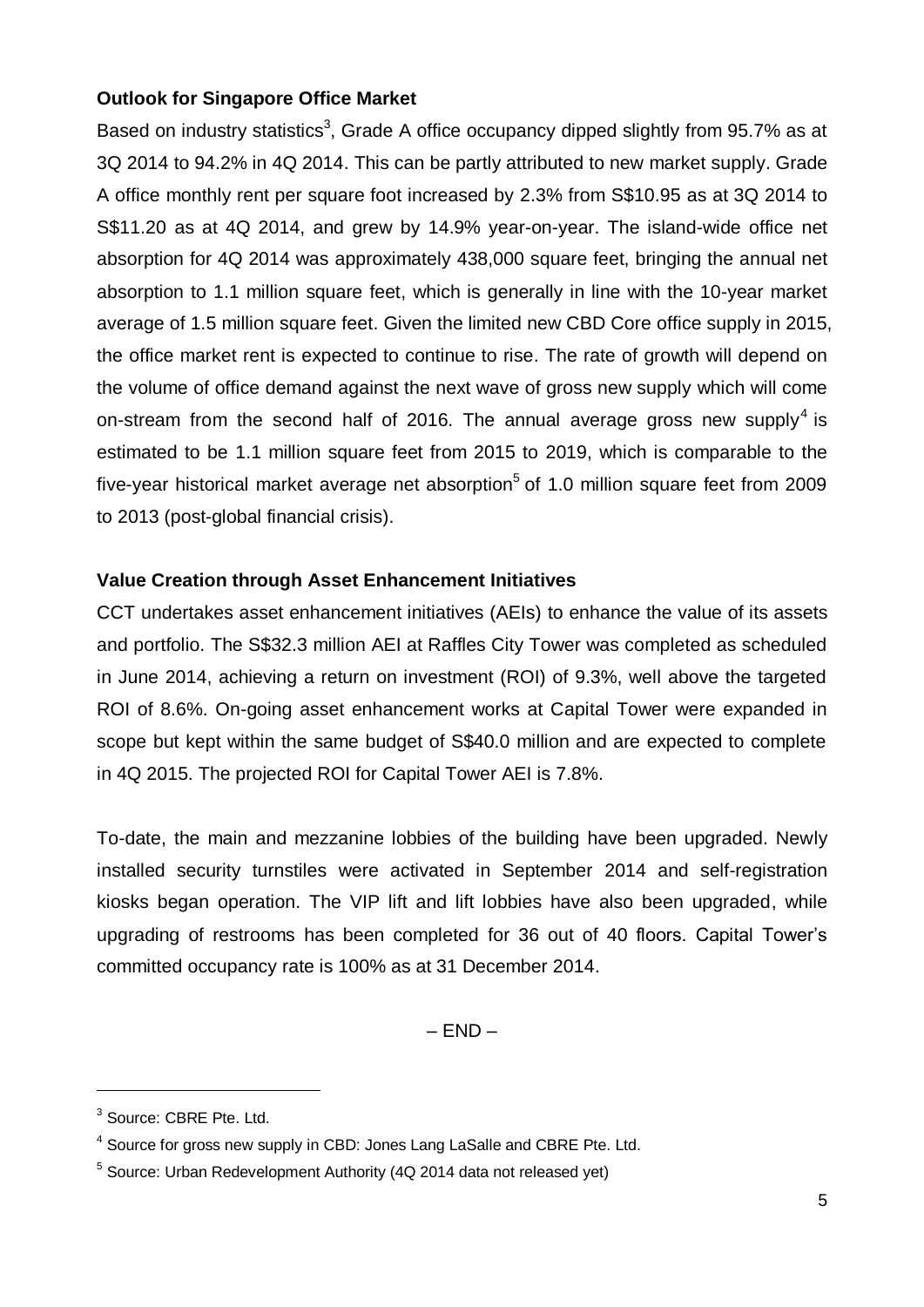**Outlook for Singapore Office Market**

Based on industry statistics[3], Grade A office occupancy dipped slightly from 95.7% as at 3Q 2014 to 94.2% in 4Q 2014. This can be partly attributed to new market supply. Grade A office monthly rent per square foot increased by 2.3% from S$10.95 as at 3Q 2014 to S$11.20 as at 4Q 2014, and grew by 14.9% year-on-year. The island-wide office net absorption for 4Q 2014 was approximately 438,000 square feet, bringing the annual net absorption to 1.1 million square feet, which is generally in line with the 10-year market average of 1.5 million square feet. Given the limited new CBD Core office supply in 2015, the office market rent is expected to continue to rise. The rate of growth will depend on the volume of office demand against the next wave of gross new supply which will come on-stream from the second half of 2016. The annual average gross new supply[4] is estimated to be 1.1 million square feet from 2015 to 2019, which is comparable to the five-year historical market average net absorption[5] of 1.0 million square feet from 2009 to 2013 (post-global financial crisis).

**Value Creation through Asset Enhancement Initiatives**

CCT undertakes asset enhancement initiatives (AEIs) to enhance the value of its assets and portfolio. The S$32.3 million AEI at Raffles City Tower was completed as scheduled in June 2014, achieving a return on investment (ROI) of 9.3%, well above the targeted ROI of 8.6%. On-going asset enhancement works at Capital Tower were expanded in scope but kept within the same budget of S$40.0 million and are expected to complete in 4Q 2015. The projected ROI for Capital Tower AEI is 7.8%.

To-date, the main and mezzanine lobbies of the building have been upgraded. Newly installed security turnstiles were activated in September 2014 and self-registration kiosks began operation. The VIP lift and lift lobbies have also been upgraded, while upgrading of restrooms has been completed for 36 out of 40 floors. Capital Tower's committed occupancy rate is 100% as at 31 December 2014.

– END –

---

[3] Source: CBRE Pte. Ltd.

[4] Source for gross new supply in CBD: Jones Lang LaSalle and CBRE Pte. Ltd.

[5] Source: Urban Redevelopment Authority (4Q 2014 data not released yet)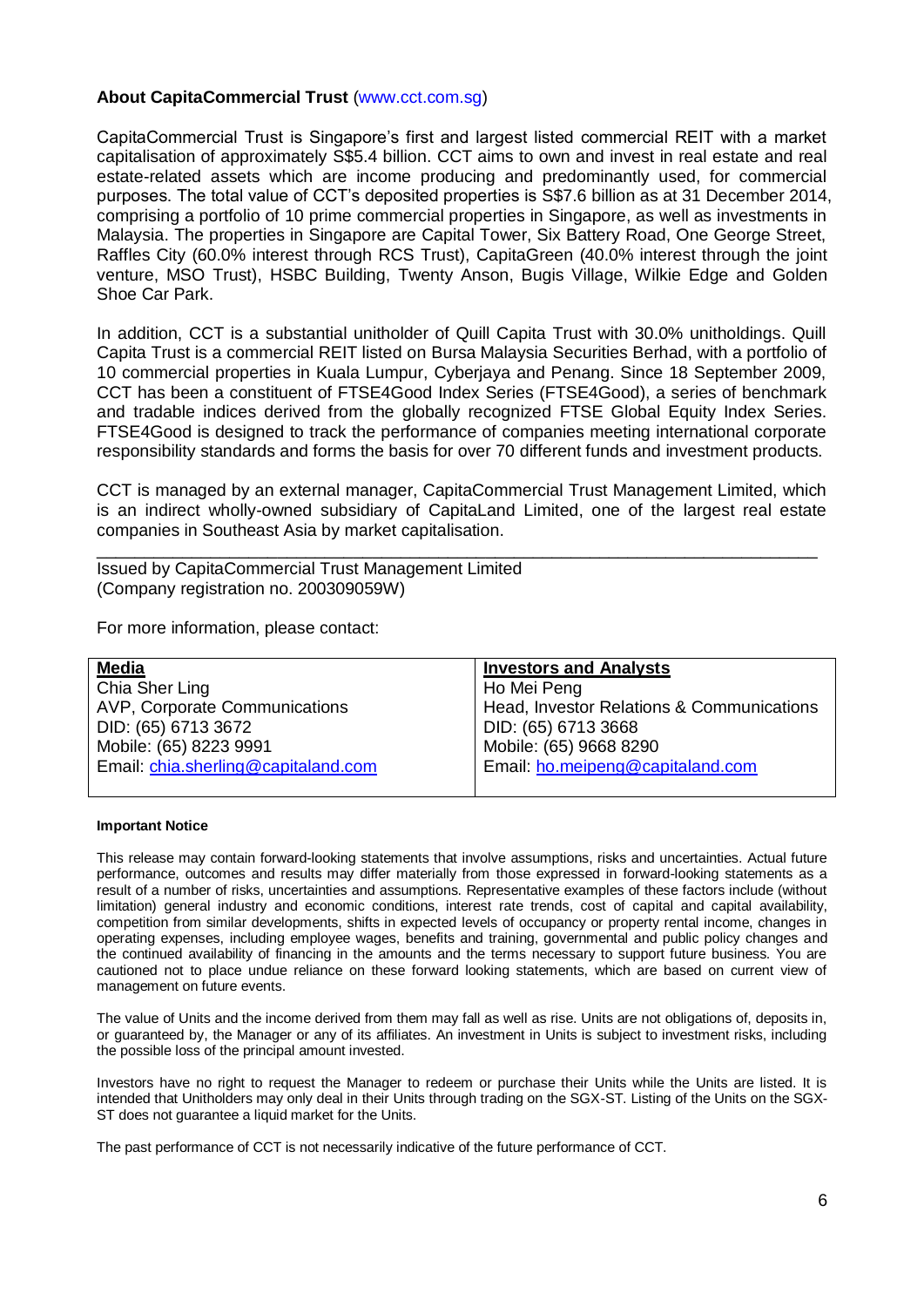**About CapitaCommercial Trust** (www.cct.com.sg)

CapitaCommercial Trust is Singapore's first and largest listed commercial REIT with a market capitalisation of approximately S$5.4 billion. CCT aims to own and invest in real estate and real estate-related assets which are income producing and predominantly used, for commercial purposes. The total value of CCT's deposited properties is S$7.6 billion as at 31 December 2014, comprising a portfolio of 10 prime commercial properties in Singapore, as well as investments in Malaysia. The properties in Singapore are Capital Tower, Six Battery Road, One George Street, Raffles City (60.0% interest through RCS Trust), CapitaGreen (40.0% interest through the joint venture, MSO Trust), HSBC Building, Twenty Anson, Bugis Village, Wilkie Edge and Golden Shoe Car Park.

In addition, CCT is a substantial unitholder of Quill Capita Trust with 30.0% unitholdings. Quill Capita Trust is a commercial REIT listed on Bursa Malaysia Securities Berhad, with a portfolio of 10 commercial properties in Kuala Lumpur, Cyberjaya and Penang. Since 18 September 2009, CCT has been a constituent of FTSE4Good Index Series (FTSE4Good), a series of benchmark and tradable indices derived from the globally recognized FTSE Global Equity Index Series. FTSE4Good is designed to track the performance of companies meeting international corporate responsibility standards and forms the basis for over 70 different funds and investment products.

CCT is managed by an external manager, CapitaCommercial Trust Management Limited, which is an indirect wholly-owned subsidiary of CapitaLand Limited, one of the largest real estate companies in Southeast Asia by market capitalisation.

---

Issued by CapitaCommercial Trust Management Limited
(Company registration no. 200309059W)

For more information, please contact:

| **Media** | **Investors and Analysts** |
|---|---|
| Chia Sher Ling | Ho Mei Peng |
| AVP, Corporate Communications | Head, Investor Relations & Communications |
| DID: (65) 6713 3672 | DID: (65) 6713 3668 |
| Mobile: (65) 8223 9991 | Mobile: (65) 9668 8290 |
| Email: chia.sherling@capitaland.com | Email: ho.meipeng@capitaland.com |

**Important Notice**

This release may contain forward-looking statements that involve assumptions, risks and uncertainties. Actual future performance, outcomes and results may differ materially from those expressed in forward-looking statements as a result of a number of risks, uncertainties and assumptions. Representative examples of these factors include (without limitation) general industry and economic conditions, interest rate trends, cost of capital and capital availability, competition from similar developments, shifts in expected levels of occupancy or property rental income, changes in operating expenses, including employee wages, benefits and training, governmental and public policy changes and the continued availability of financing in the amounts and the terms necessary to support future business. You are cautioned not to place undue reliance on these forward looking statements, which are based on current view of management on future events.

The value of Units and the income derived from them may fall as well as rise. Units are not obligations of, deposits in, or guaranteed by, the Manager or any of its affiliates. An investment in Units is subject to investment risks, including the possible loss of the principal amount invested.

Investors have no right to request the Manager to redeem or purchase their Units while the Units are listed. It is intended that Unitholders may only deal in their Units through trading on the SGX-ST. Listing of the Units on the SGX-ST does not guarantee a liquid market for the Units.

The past performance of CCT is not necessarily indicative of the future performance of CCT.